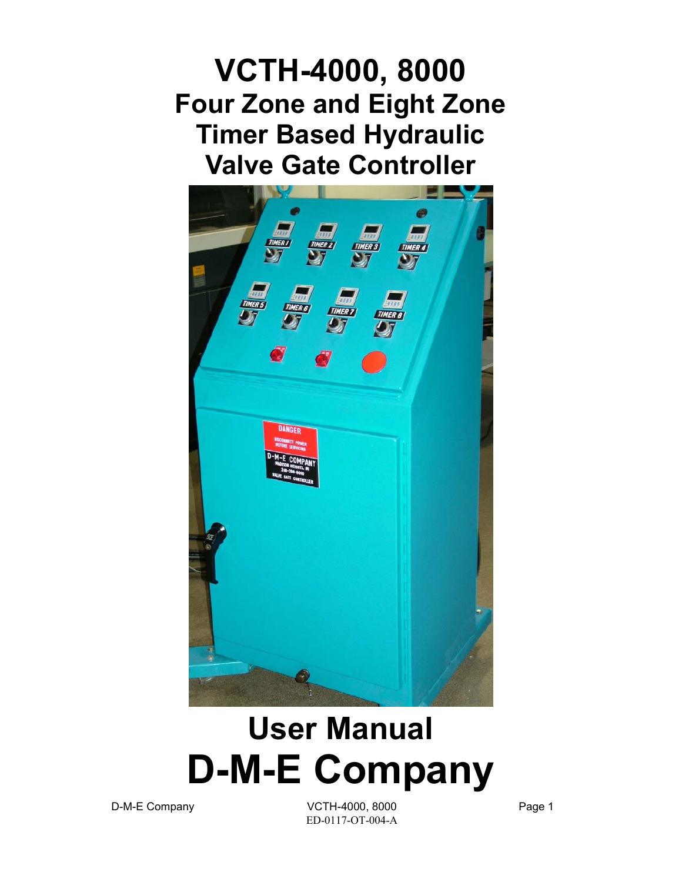# VCTH-4000, 8000
## Four Zone and Eight Zone Timer Based Hydraulic Valve Gate Controller

# User Manual
# D-M-E Company

ED-0117-OT-004-A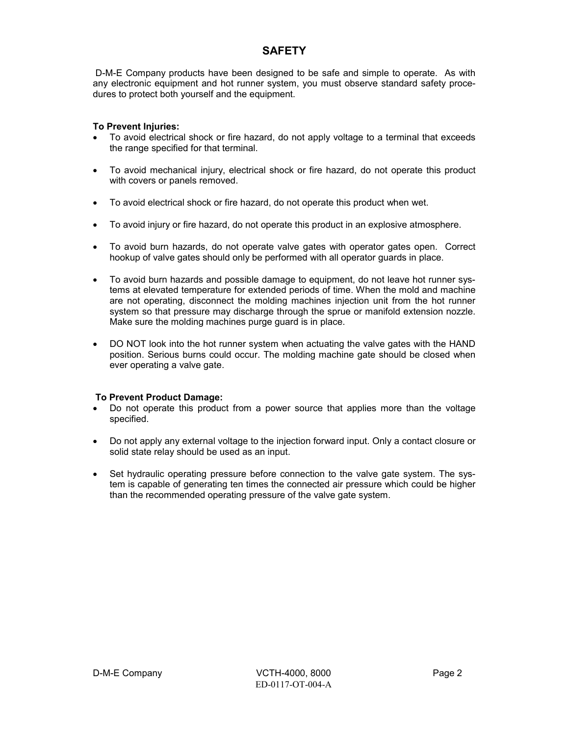# SAFETY

D-M-E Company products have been designed to be safe and simple to operate. As with any electronic equipment and hot runner system, you must observe standard safety procedures to protect both yourself and the equipment.

**To Prevent Injuries:**

- To avoid electrical shock or fire hazard, do not apply voltage to a terminal that exceeds the range specified for that terminal.
- To avoid mechanical injury, electrical shock or fire hazard, do not operate this product with covers or panels removed.
- To avoid electrical shock or fire hazard, do not operate this product when wet.
- To avoid injury or fire hazard, do not operate this product in an explosive atmosphere.
- To avoid burn hazards, do not operate valve gates with operator gates open. Correct hookup of valve gates should only be performed with all operator guards in place.
- To avoid burn hazards and possible damage to equipment, do not leave hot runner systems at elevated temperature for extended periods of time. When the mold and machine are not operating, disconnect the molding machines injection unit from the hot runner system so that pressure may discharge through the sprue or manifold extension nozzle. Make sure the molding machines purge guard is in place.
- DO NOT look into the hot runner system when actuating the valve gates with the HAND position. Serious burns could occur. The molding machine gate should be closed when ever operating a valve gate.

**To Prevent Product Damage:**

- Do not operate this product from a power source that applies more than the voltage specified.
- Do not apply any external voltage to the injection forward input. Only a contact closure or solid state relay should be used as an input.
- Set hydraulic operating pressure before connection to the valve gate system. The system is capable of generating ten times the connected air pressure which could be higher than the recommended operating pressure of the valve gate system.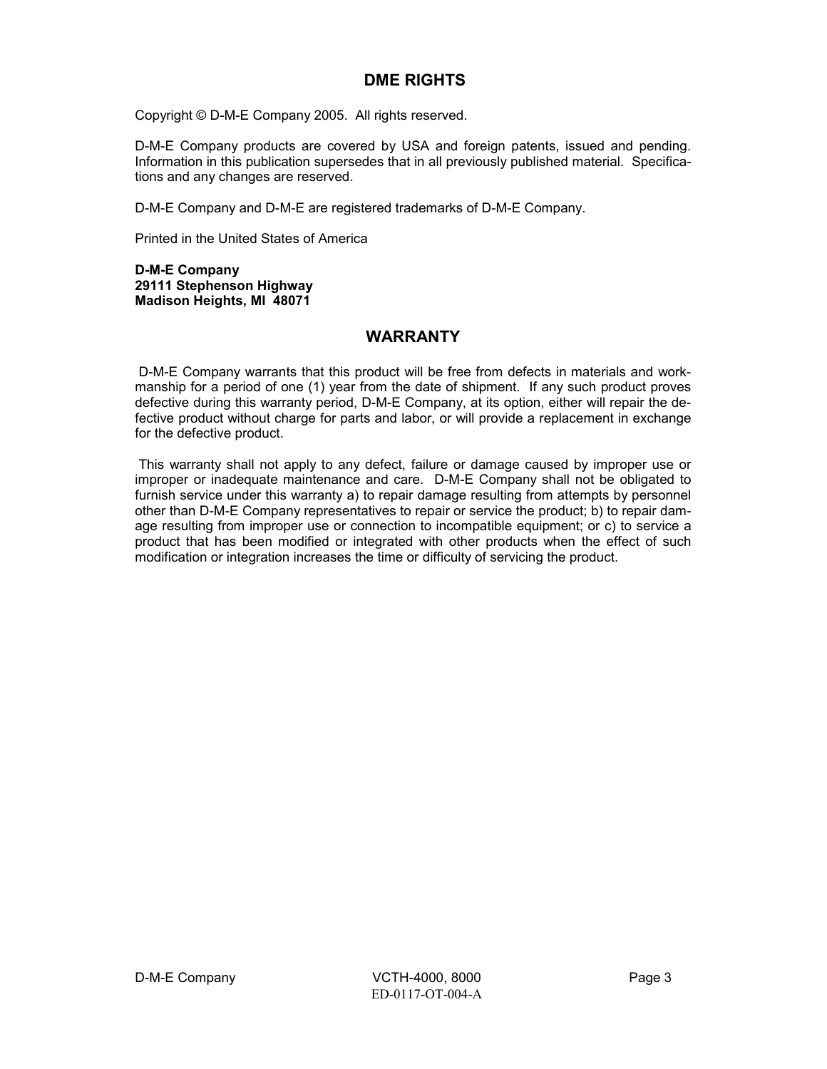## DME RIGHTS

Copyright © D-M-E Company 2005. All rights reserved.

D-M-E Company products are covered by USA and foreign patents, issued and pending. Information in this publication supersedes that in all previously published material. Specifications and any changes are reserved.

D-M-E Company and D-M-E are registered trademarks of D-M-E Company.

Printed in the United States of America

**D-M-E Company**
**29111 Stephenson Highway**
**Madison Heights, MI 48071**

## WARRANTY

D-M-E Company warrants that this product will be free from defects in materials and workmanship for a period of one (1) year from the date of shipment. If any such product proves defective during this warranty period, D-M-E Company, at its option, either will repair the defective product without charge for parts and labor, or will provide a replacement in exchange for the defective product.

This warranty shall not apply to any defect, failure or damage caused by improper use or improper or inadequate maintenance and care. D-M-E Company shall not be obligated to furnish service under this warranty a) to repair damage resulting from attempts by personnel other than D-M-E Company representatives to repair or service the product; b) to repair damage resulting from improper use or connection to incompatible equipment; or c) to service a product that has been modified or integrated with other products when the effect of such modification or integration increases the time or difficulty of servicing the product.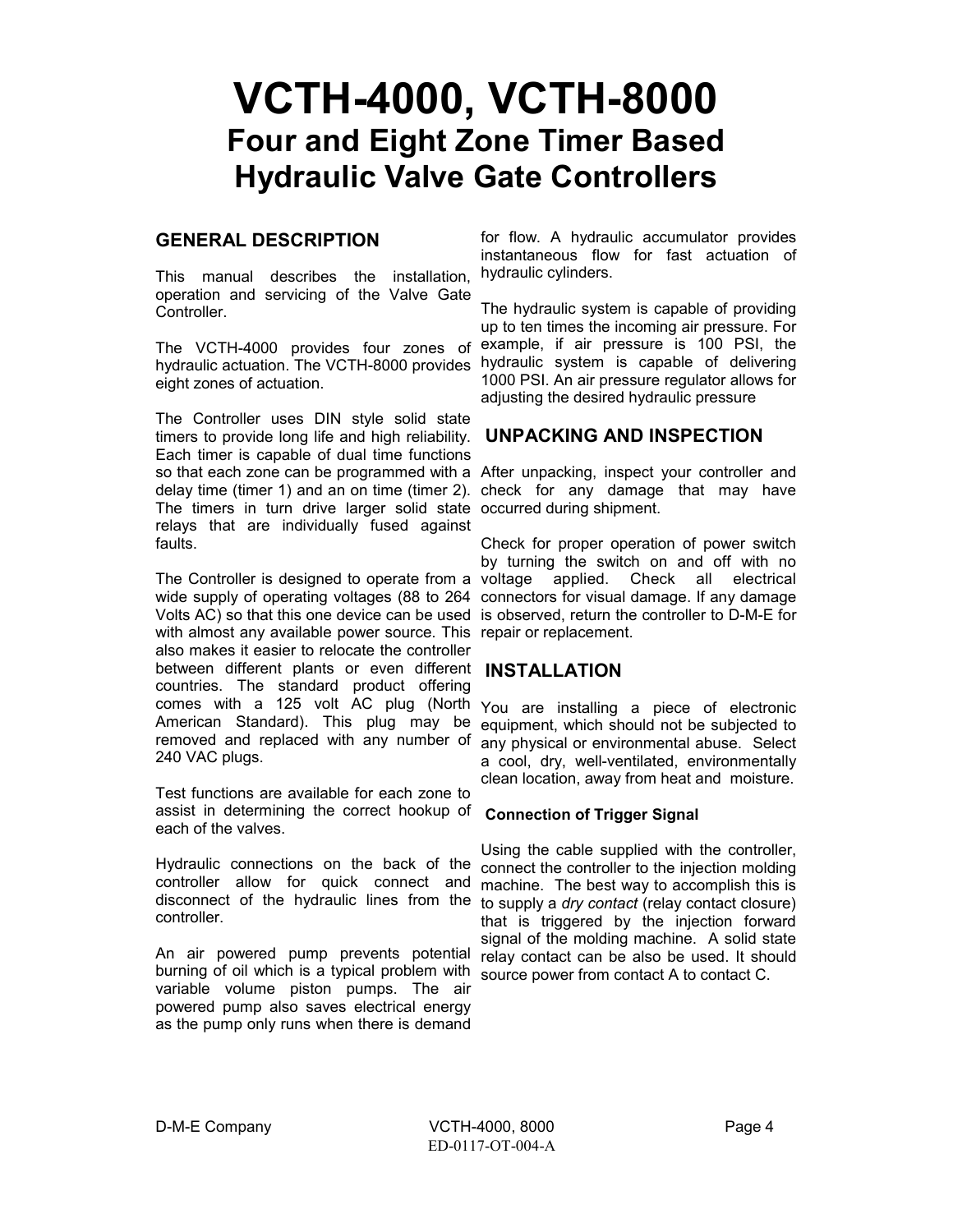# VCTH-4000, VCTH-8000

## Four and Eight Zone Timer Based Hydraulic Valve Gate Controllers

### GENERAL DESCRIPTION

This manual describes the installation, operation and servicing of the Valve Gate Controller.

The VCTH-4000 provides four zones of hydraulic actuation. The VCTH-8000 provides eight zones of actuation.

The Controller uses DIN style solid state timers to provide long life and high reliability. Each timer is capable of dual time functions so that each zone can be programmed with a delay time (timer 1) and an on time (timer 2). The timers in turn drive larger solid state relays that are individually fused against faults.

The Controller is designed to operate from a wide supply of operating voltages (88 to 264 Volts AC) so that this one device can be used with almost any available power source. This also makes it easier to relocate the controller between different plants or even different countries. The standard product offering comes with a 125 volt AC plug (North American Standard). This plug may be removed and replaced with any number of 240 VAC plugs.

Test functions are available for each zone to assist in determining the correct hookup of each of the valves.

Hydraulic connections on the back of the controller allow for quick connect and disconnect of the hydraulic lines from the controller.

An air powered pump prevents potential burning of oil which is a typical problem with variable volume piston pumps. The air powered pump also saves electrical energy as the pump only runs when there is demand for flow. A hydraulic accumulator provides instantaneous flow for fast actuation of hydraulic cylinders.

The hydraulic system is capable of providing up to ten times the incoming air pressure. For example, if air pressure is 100 PSI, the hydraulic system is capable of delivering 1000 PSI. An air pressure regulator allows for adjusting the desired hydraulic pressure

### UNPACKING AND INSPECTION

After unpacking, inspect your controller and check for any damage that may have occurred during shipment.

Check for proper operation of power switch by turning the switch on and off with no voltage applied. Check all electrical connectors for visual damage. If any damage is observed, return the controller to D-M-E for repair or replacement.

### INSTALLATION

You are installing a piece of electronic equipment, which should not be subjected to any physical or environmental abuse. Select a cool, dry, well-ventilated, environmentally clean location, away from heat and moisture.

#### Connection of Trigger Signal

Using the cable supplied with the controller, connect the controller to the injection molding machine. The best way to accomplish this is to supply a *dry contact* (relay contact closure) that is triggered by the injection forward signal of the molding machine. A solid state relay contact can be also be used. It should source power from contact A to contact C.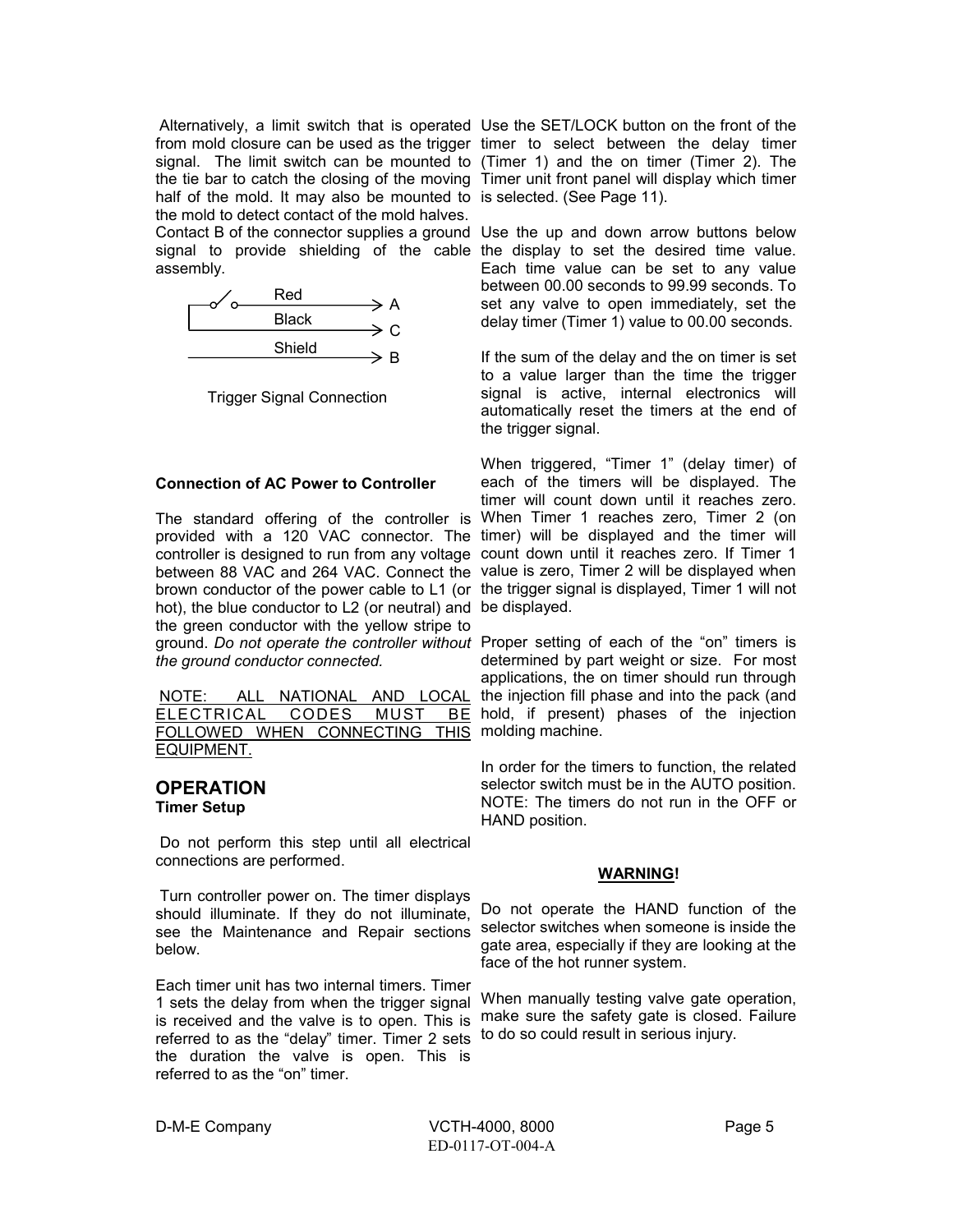Alternatively, a limit switch that is operated from mold closure can be used as the trigger signal. The limit switch can be mounted to the tie bar to catch the closing of the moving half of the mold. It may also be mounted to the mold to detect contact of the mold halves. Contact B of the connector supplies a ground signal to provide shielding of the cable assembly.

Red → A
Black → C
Shield → B

Trigger Signal Connection

**Connection of AC Power to Controller**

The standard offering of the controller is provided with a 120 VAC connector. The controller is designed to run from any voltage between 88 VAC and 264 VAC. Connect the brown conductor of the power cable to L1 (or hot), the blue conductor to L2 (or neutral) and the green conductor with the yellow stripe to ground. *Do not operate the controller without the ground conductor connected.*

NOTE: ALL NATIONAL AND LOCAL ELECTRICAL CODES MUST BE FOLLOWED WHEN CONNECTING THIS EQUIPMENT.

## OPERATION

**Timer Setup**

Do not perform this step until all electrical connections are performed.

Turn controller power on. The timer displays should illuminate. If they do not illuminate, see the Maintenance and Repair sections below.

Each timer unit has two internal timers. Timer 1 sets the delay from when the trigger signal is received and the valve is to open. This is referred to as the "delay" timer. Timer 2 sets the duration the valve is open. This is referred to as the "on" timer.

Use the SET/LOCK button on the front of the timer to select between the delay timer (Timer 1) and the on timer (Timer 2). The Timer unit front panel will display which timer is selected. (See Page 11).

Use the up and down arrow buttons below the display to set the desired time value. Each time value can be set to any value between 00.00 seconds to 99.99 seconds. To set any valve to open immediately, set the delay timer (Timer 1) value to 00.00 seconds.

If the sum of the delay and the on timer is set to a value larger than the time the trigger signal is active, internal electronics will automatically reset the timers at the end of the trigger signal.

When triggered, "Timer 1" (delay timer) of each of the timers will be displayed. The timer will count down until it reaches zero. When Timer 1 reaches zero, Timer 2 (on timer) will be displayed and the timer will count down until it reaches zero. If Timer 1 value is zero, Timer 2 will be displayed when the trigger signal is displayed, Timer 1 will not be displayed.

Proper setting of each of the "on" timers is determined by part weight or size. For most applications, the on timer should run through the injection fill phase and into the pack (and hold, if present) phases of the injection molding machine.

In order for the timers to function, the related selector switch must be in the AUTO position. NOTE: The timers do not run in the OFF or HAND position.

**WARNING!**

Do not operate the HAND function of the selector switches when someone is inside the gate area, especially if they are looking at the face of the hot runner system.

When manually testing valve gate operation, make sure the safety gate is closed. Failure to do so could result in serious injury.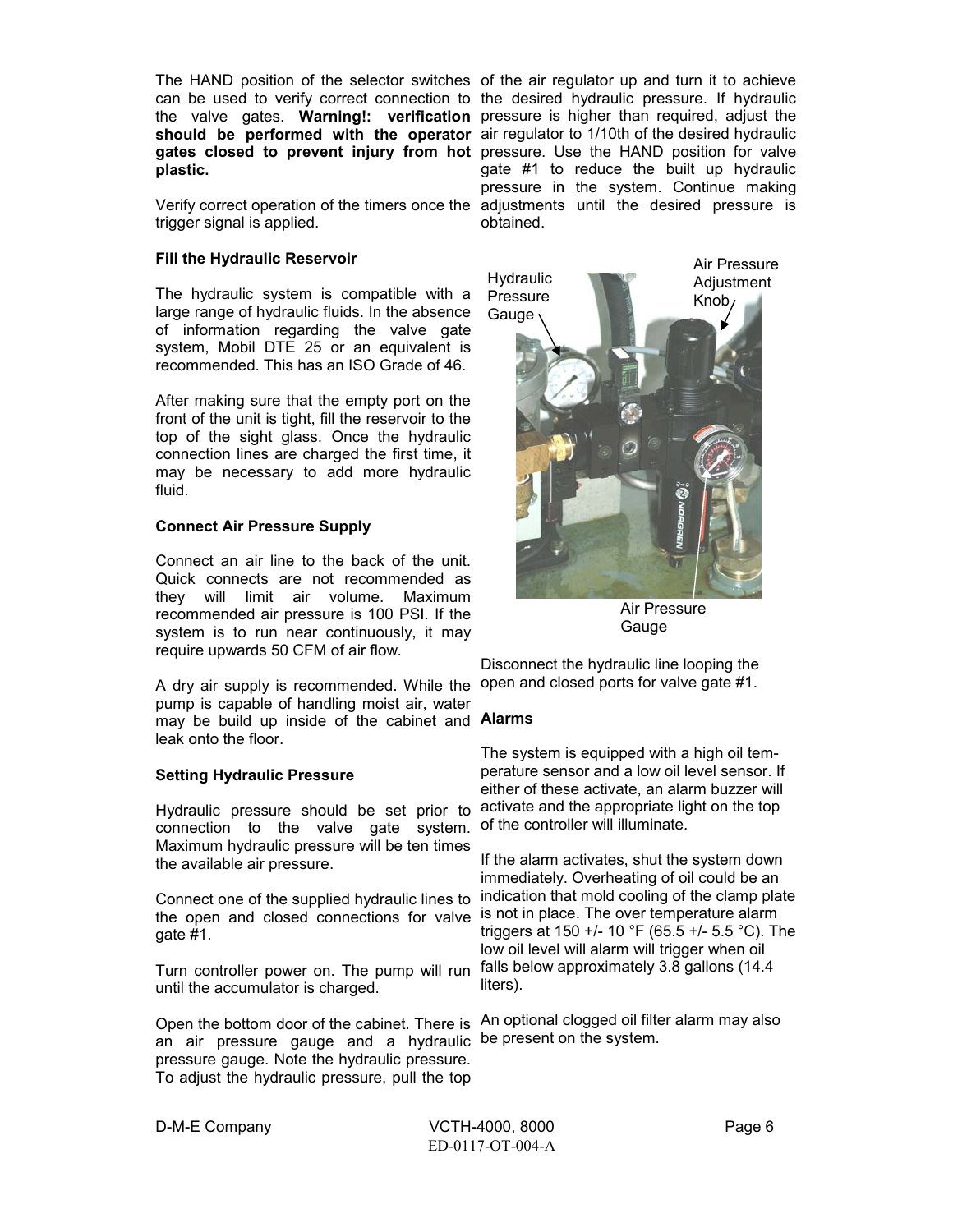The HAND position of the selector switches can be used to verify correct connection to the valve gates. **Warning!: verification should be performed with the operator gates closed to prevent injury from hot plastic.**

Verify correct operation of the timers once the trigger signal is applied.

### Fill the Hydraulic Reservoir

The hydraulic system is compatible with a large range of hydraulic fluids. In the absence of information regarding the valve gate system, Mobil DTE 25 or an equivalent is recommended. This has an ISO Grade of 46.

After making sure that the empty port on the front of the unit is tight, fill the reservoir to the top of the sight glass. Once the hydraulic connection lines are charged the first time, it may be necessary to add more hydraulic fluid.

### Connect Air Pressure Supply

Connect an air line to the back of the unit. Quick connects are not recommended as they will limit air volume. Maximum recommended air pressure is 100 PSI. If the system is to run near continuously, it may require upwards 50 CFM of air flow.

A dry air supply is recommended. While the pump is capable of handling moist air, water may be build up inside of the cabinet and leak onto the floor.

### Setting Hydraulic Pressure

Hydraulic pressure should be set prior to connection to the valve gate system. Maximum hydraulic pressure will be ten times the available air pressure.

Connect one of the supplied hydraulic lines to the open and closed connections for valve gate #1.

Turn controller power on. The pump will run until the accumulator is charged.

Open the bottom door of the cabinet. There is an air pressure gauge and a hydraulic pressure gauge. Note the hydraulic pressure. To adjust the hydraulic pressure, pull the top of the air regulator up and turn it to achieve the desired hydraulic pressure. If hydraulic pressure is higher than required, adjust the air regulator to 1/10th of the desired hydraulic pressure. Use the HAND position for valve gate #1 to reduce the built up hydraulic pressure in the system. Continue making adjustments until the desired pressure is obtained.

Hydraulic Pressure Gauge

Air Pressure Adjustment Knob

Air Pressure Gauge

Disconnect the hydraulic line looping the open and closed ports for valve gate #1.

### Alarms

The system is equipped with a high oil temperature sensor and a low oil level sensor. If either of these activate, an alarm buzzer will activate and the appropriate light on the top of the controller will illuminate.

If the alarm activates, shut the system down immediately. Overheating of oil could be an indication that mold cooling of the clamp plate is not in place. The over temperature alarm triggers at 150 +/- 10 °F (65.5 +/- 5.5 °C). The low oil level will alarm will trigger when oil falls below approximately 3.8 gallons (14.4 liters).

An optional clogged oil filter alarm may also be present on the system.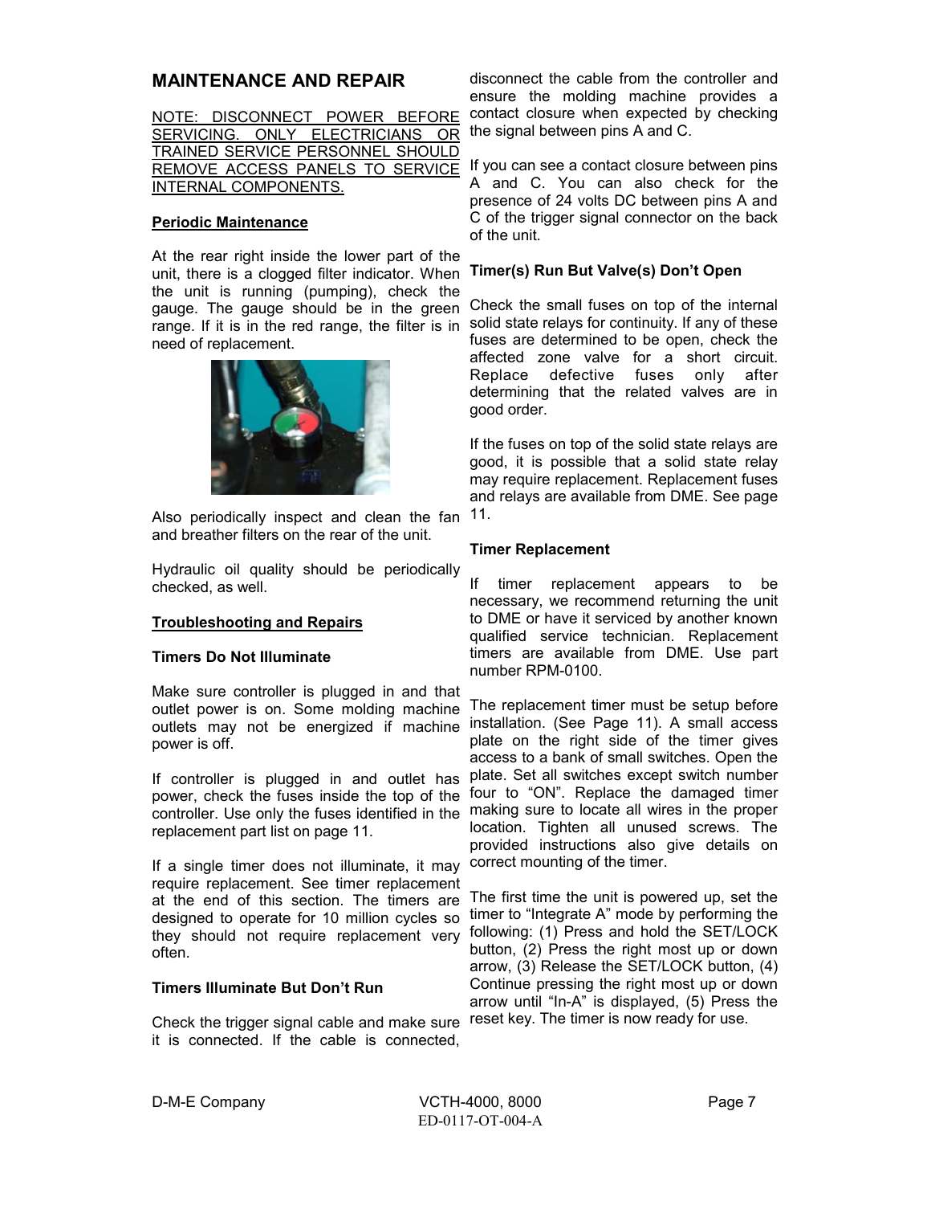## MAINTENANCE AND REPAIR

NOTE: DISCONNECT POWER BEFORE SERVICING. ONLY ELECTRICIANS OR TRAINED SERVICE PERSONNEL SHOULD REMOVE ACCESS PANELS TO SERVICE INTERNAL COMPONENTS.

### Periodic Maintenance

At the rear right inside the lower part of the unit, there is a clogged filter indicator. When the unit is running (pumping), check the gauge. The gauge should be in the green range. If it is in the red range, the filter is in need of replacement.

Also periodically inspect and clean the fan and breather filters on the rear of the unit.

Hydraulic oil quality should be periodically checked, as well.

### Troubleshooting and Repairs

**Timers Do Not Illuminate**

Make sure controller is plugged in and that outlet power is on. Some molding machine outlets may not be energized if machine power is off.

If controller is plugged in and outlet has power, check the fuses inside the top of the controller. Use only the fuses identified in the replacement part list on page 11.

If a single timer does not illuminate, it may require replacement. See timer replacement at the end of this section. The timers are designed to operate for 10 million cycles so they should not require replacement very often.

**Timers Illuminate But Don't Run**

Check the trigger signal cable and make sure it is connected. If the cable is connected, disconnect the cable from the controller and ensure the molding machine provides a contact closure when expected by checking the signal between pins A and C.

If you can see a contact closure between pins A and C. You can also check for the presence of 24 volts DC between pins A and C of the trigger signal connector on the back of the unit.

**Timer(s) Run But Valve(s) Don't Open**

Check the small fuses on top of the internal solid state relays for continuity. If any of these fuses are determined to be open, check the affected zone valve for a short circuit. Replace defective fuses only after determining that the related valves are in good order.

If the fuses on top of the solid state relays are good, it is possible that a solid state relay may require replacement. Replacement fuses and relays are available from DME. See page 11.

**Timer Replacement**

If timer replacement appears to be necessary, we recommend returning the unit to DME or have it serviced by another known qualified service technician. Replacement timers are available from DME. Use part number RPM-0100.

The replacement timer must be setup before installation. (See Page 11). A small access plate on the right side of the timer gives access to a bank of small switches. Open the plate. Set all switches except switch number four to "ON". Replace the damaged timer making sure to locate all wires in the proper location. Tighten all unused screws. The provided instructions also give details on correct mounting of the timer.

The first time the unit is powered up, set the timer to "Integrate A" mode by performing the following: (1) Press and hold the SET/LOCK button, (2) Press the right most up or down arrow, (3) Release the SET/LOCK button, (4) Continue pressing the right most up or down arrow until "In-A" is displayed, (5) Press the reset key. The timer is now ready for use.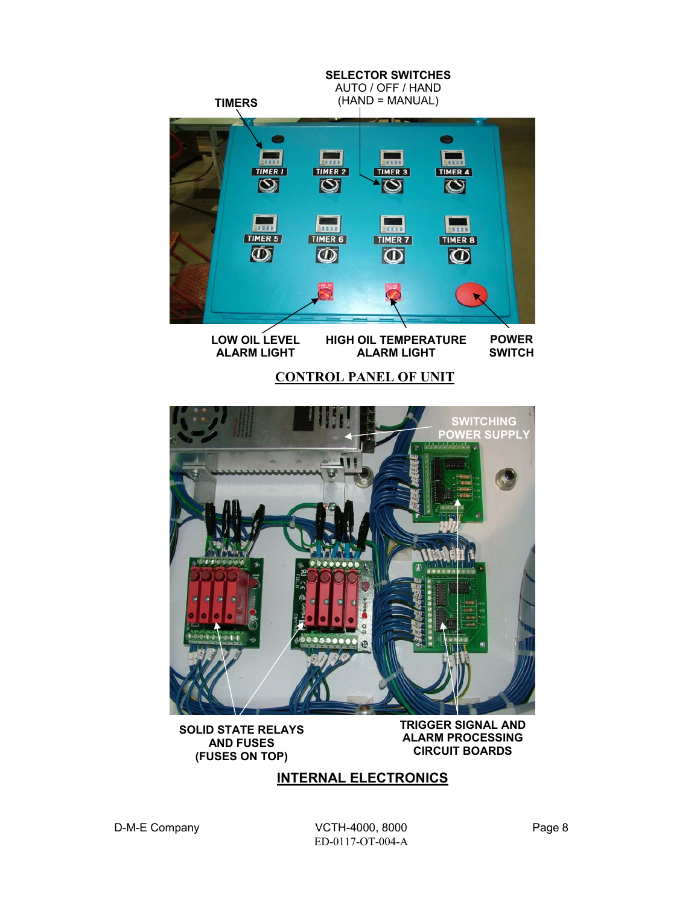SELECTOR SWITCHES
AUTO / OFF / HAND
(HAND = MANUAL)

TIMERS

LOW OIL LEVEL ALARM LIGHT

HIGH OIL TEMPERATURE ALARM LIGHT

POWER SWITCH

**CONTROL PANEL OF UNIT**

SWITCHING POWER SUPPLY

SOLID STATE RELAYS AND FUSES (FUSES ON TOP)

TRIGGER SIGNAL AND ALARM PROCESSING CIRCUIT BOARDS

**INTERNAL ELECTRONICS**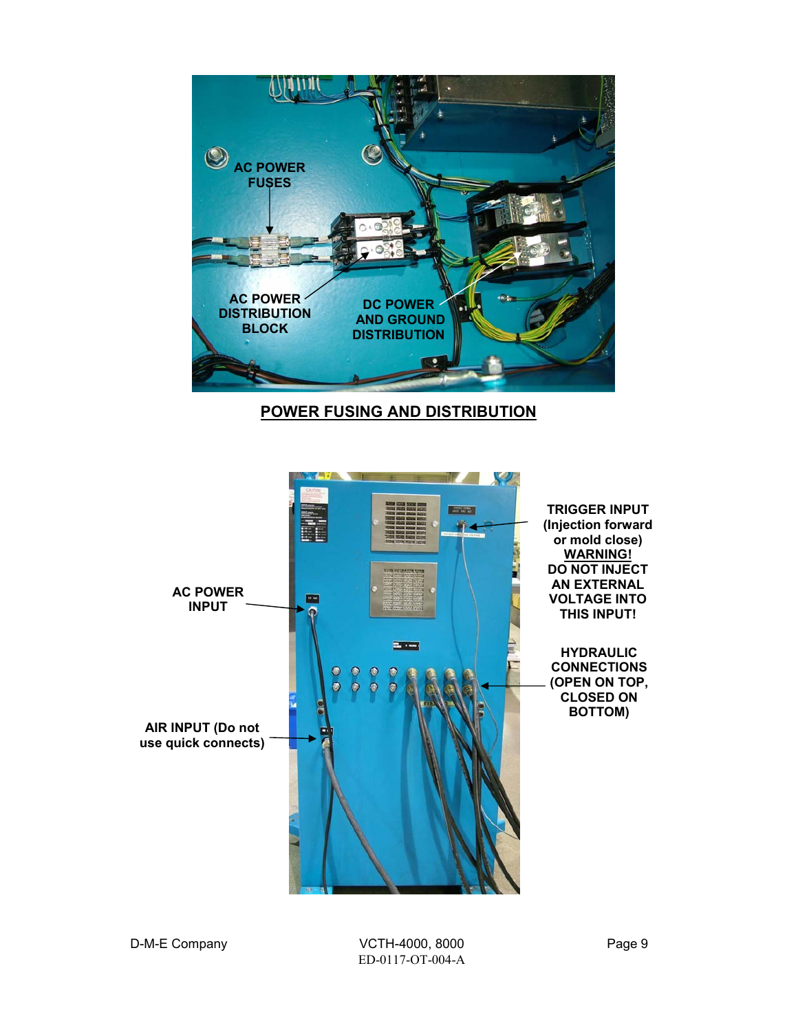AC POWER FUSES

AC POWER DISTRIBUTION BLOCK

DC POWER AND GROUND DISTRIBUTION

**POWER FUSING AND DISTRIBUTION**

AC POWER INPUT

AIR INPUT (Do not use quick connects)

TRIGGER INPUT (Injection forward or mold close) **WARNING!** DO NOT INJECT AN EXTERNAL VOLTAGE INTO THIS INPUT!

HYDRAULIC CONNECTIONS (OPEN ON TOP, CLOSED ON BOTTOM)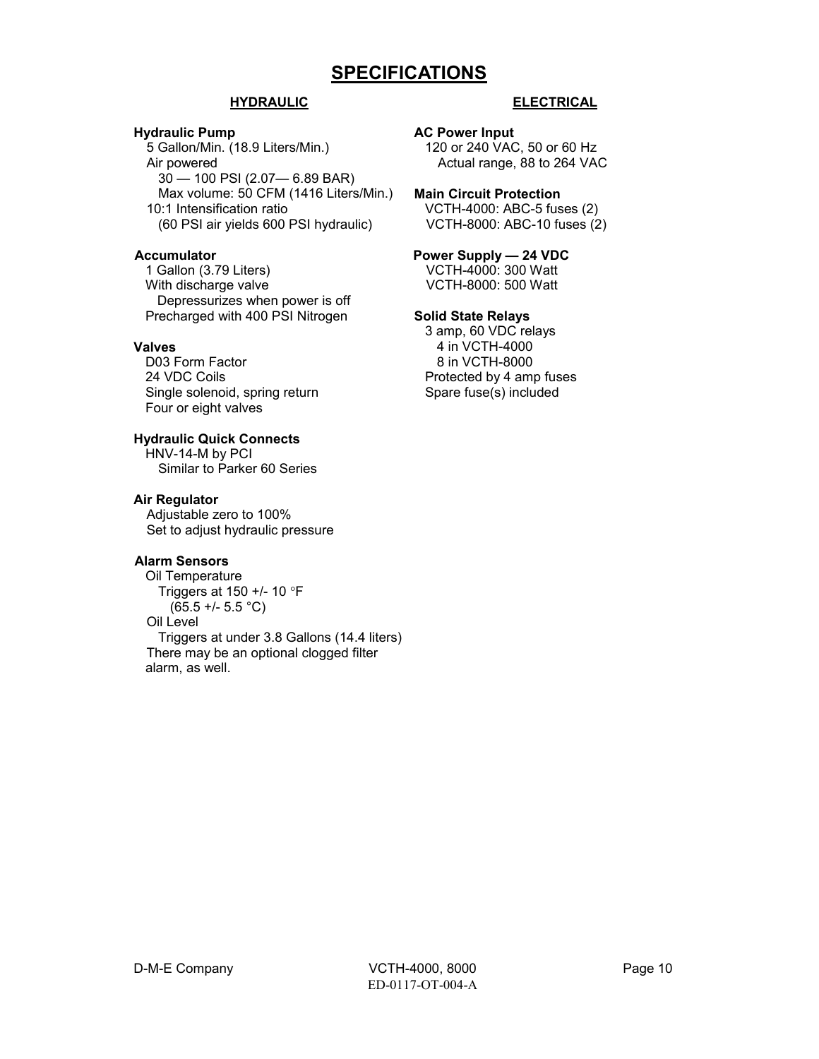# SPECIFICATIONS

## HYDRAULIC

**Hydraulic Pump**

5 Gallon/Min. (18.9 Liters/Min.)
Air powered
30 — 100 PSI (2.07— 6.89 BAR)
Max volume: 50 CFM (1416 Liters/Min.)
10:1 Intensification ratio
(60 PSI air yields 600 PSI hydraulic)

**Accumulator**

1 Gallon (3.79 Liters)
With discharge valve
Depressurizes when power is off
Precharged with 400 PSI Nitrogen

**Valves**

D03 Form Factor
24 VDC Coils
Single solenoid, spring return
Four or eight valves

**Hydraulic Quick Connects**

HNV-14-M by PCI
Similar to Parker 60 Series

**Air Regulator**

Adjustable zero to 100%
Set to adjust hydraulic pressure

**Alarm Sensors**

Oil Temperature
Triggers at 150 +/- 10 °F
(65.5 +/- 5.5 °C)
Oil Level
Triggers at under 3.8 Gallons (14.4 liters)
There may be an optional clogged filter alarm, as well.

## ELECTRICAL

**AC Power Input**

120 or 240 VAC, 50 or 60 Hz
Actual range, 88 to 264 VAC

**Main Circuit Protection**

VCTH-4000: ABC-5 fuses (2)
VCTH-8000: ABC-10 fuses (2)

**Power Supply — 24 VDC**

VCTH-4000: 300 Watt
VCTH-8000: 500 Watt

**Solid State Relays**

3 amp, 60 VDC relays
4 in VCTH-4000
8 in VCTH-8000
Protected by 4 amp fuses
Spare fuse(s) included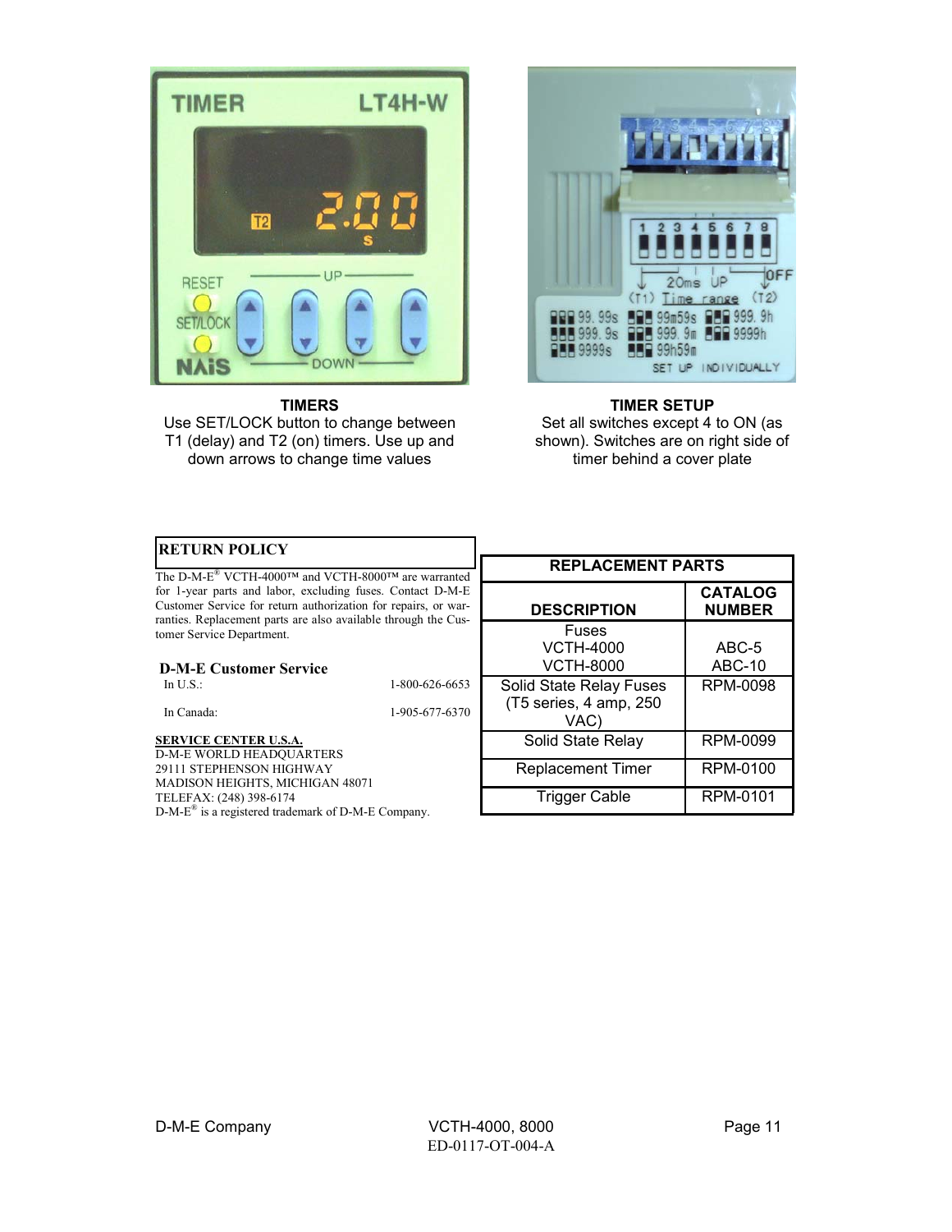**TIMERS**
Use SET/LOCK button to change between T1 (delay) and T2 (on) timers. Use up and down arrows to change time values

**TIMER SETUP**
Set all switches except 4 to ON (as shown). Switches are on right side of timer behind a cover plate

**RETURN POLICY**

The D-M-E® VCTH-4000™ and VCTH-8000™ are warranted for 1-year parts and labor, excluding fuses. Contact D-M-E Customer Service for return authorization for repairs, or warranties. Replacement parts are also available through the Customer Service Department.

**D-M-E Customer Service**

| | |
|---|---|
| In U.S.: | 1-800-626-6653 |
| In Canada: | 1-905-677-6370 |

**SERVICE CENTER U.S.A.**
D-M-E WORLD HEADQUARTERS
29111 STEPHENSON HIGHWAY
MADISON HEIGHTS, MICHIGAN 48071
TELEFAX: (248) 398-6174
D-M-E® is a registered trademark of D-M-E Company.

**REPLACEMENT PARTS**

| DESCRIPTION | CATALOG NUMBER |
|---|---|
| Fuses<br>VCTH-4000<br>VCTH-8000 | <br>ABC-5<br>ABC-10 |
| Solid State Relay Fuses (T5 series, 4 amp, 250 VAC) | RPM-0098 |
| Solid State Relay | RPM-0099 |
| Replacement Timer | RPM-0100 |
| Trigger Cable | RPM-0101 |

ED-0117-OT-004-A